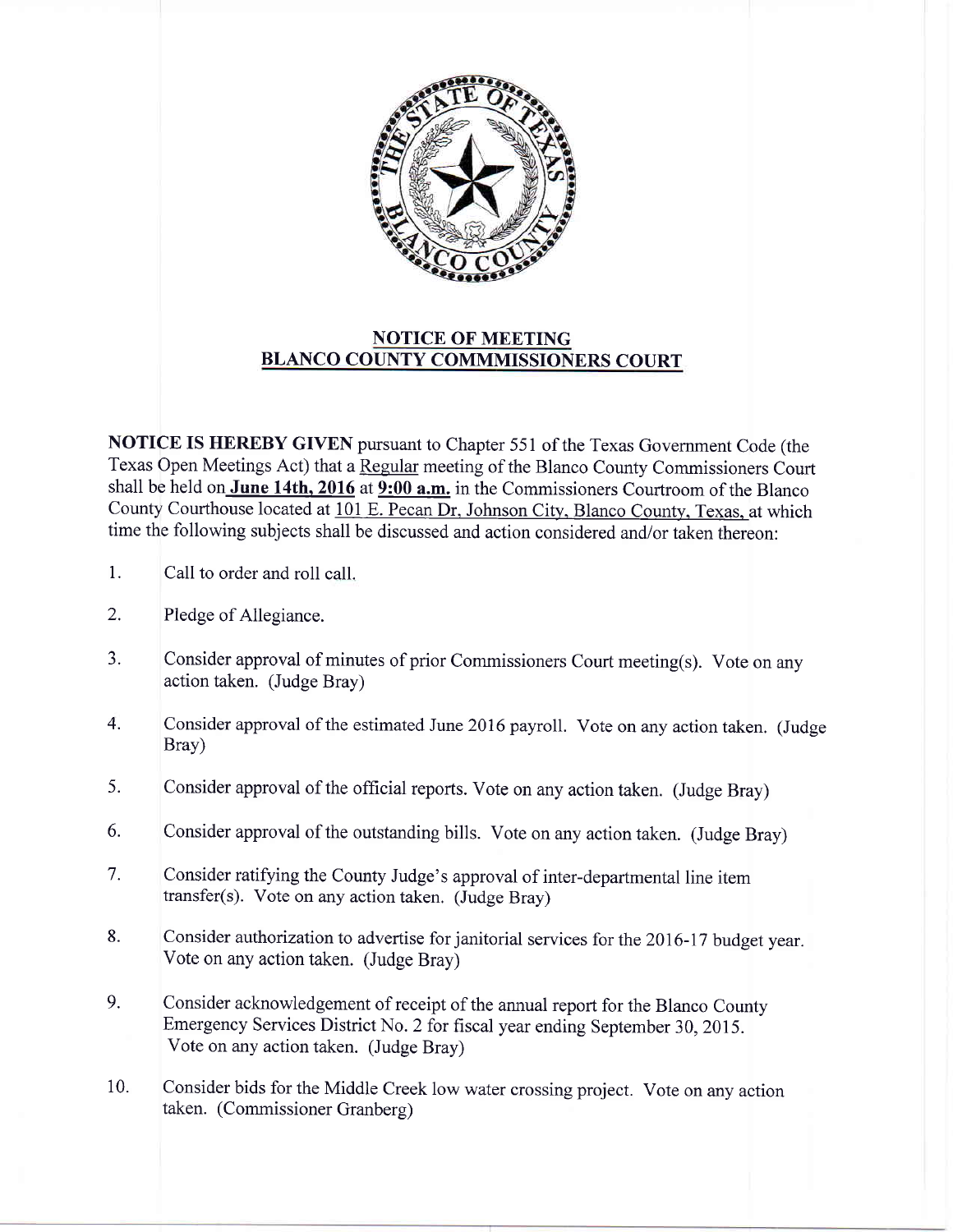## NOTICE OF MEETING
## BLANCO COUNTY COMMMISSIONERS COURT

**NOTICE IS HEREBY GIVEN** pursuant to Chapter 551 of the Texas Government Code (the Texas Open Meetings Act) that a Regular meeting of the Blanco County Commissioners Court shall be held on **June 14th, 2016** at **9:00 a.m.** in the Commissioners Courtroom of the Blanco County Courthouse located at 101 E. Pecan Dr. Johnson City, Blanco County, Texas, at which time the following subjects shall be discussed and action considered and/or taken thereon:

1. Call to order and roll call.

2. Pledge of Allegiance.

3. Consider approval of minutes of prior Commissioners Court meeting(s). Vote on any action taken. (Judge Bray)

4. Consider approval of the estimated June 2016 payroll. Vote on any action taken. (Judge Bray)

5. Consider approval of the official reports. Vote on any action taken. (Judge Bray)

6. Consider approval of the outstanding bills. Vote on any action taken. (Judge Bray)

7. Consider ratifying the County Judge's approval of inter-departmental line item transfer(s). Vote on any action taken. (Judge Bray)

8. Consider authorization to advertise for janitorial services for the 2016-17 budget year. Vote on any action taken. (Judge Bray)

9. Consider acknowledgement of receipt of the annual report for the Blanco County Emergency Services District No. 2 for fiscal year ending September 30, 2015. Vote on any action taken. (Judge Bray)

10. Consider bids for the Middle Creek low water crossing project. Vote on any action taken. (Commissioner Granberg)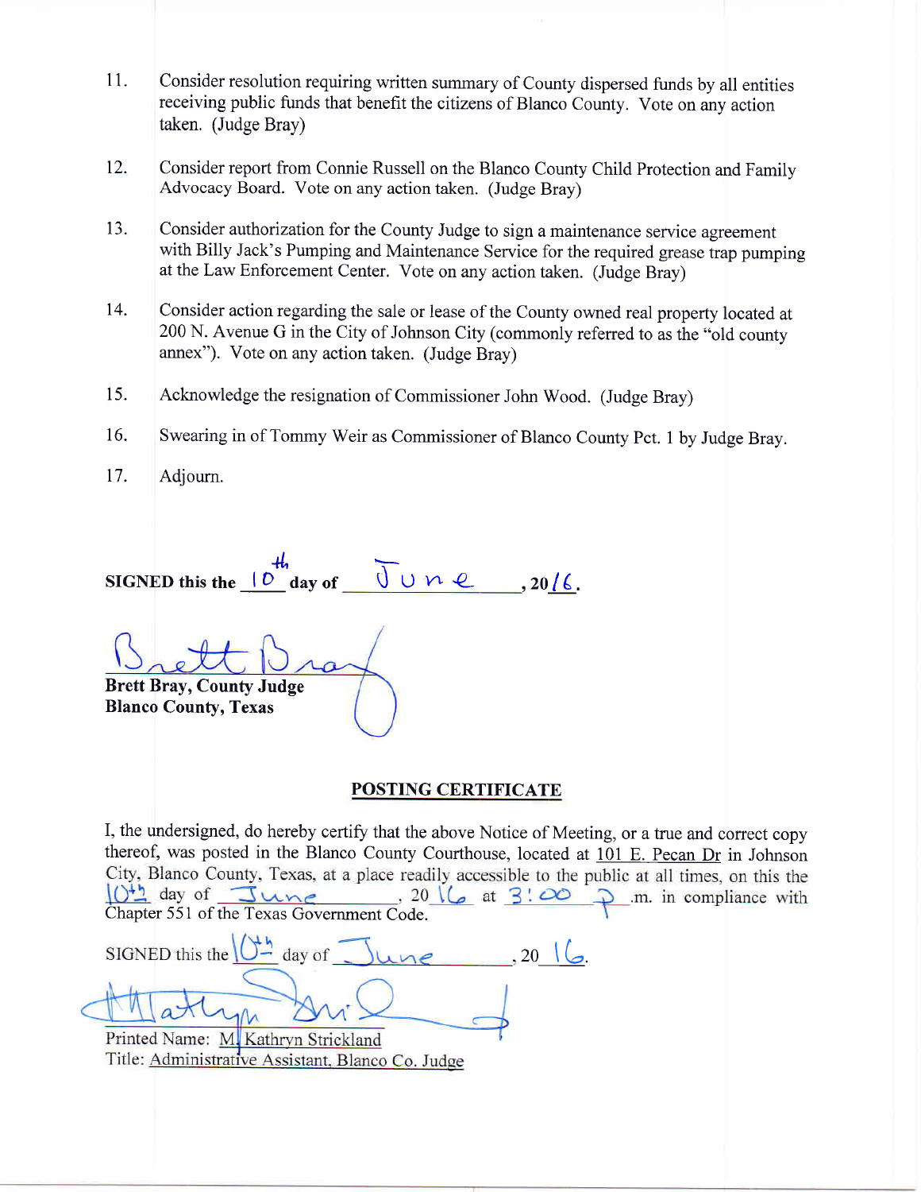11. Consider resolution requiring written summary of County dispersed funds by all entities receiving public funds that benefit the citizens of Blanco County. Vote on any action taken. (Judge Bray)

12. Consider report from Connie Russell on the Blanco County Child Protection and Family Advocacy Board. Vote on any action taken. (Judge Bray)

13. Consider authorization for the County Judge to sign a maintenance service agreement with Billy Jack's Pumping and Maintenance Service for the required grease trap pumping at the Law Enforcement Center. Vote on any action taken. (Judge Bray)

14. Consider action regarding the sale or lease of the County owned real property located at 200 N. Avenue G in the City of Johnson City (commonly referred to as the "old county annex"). Vote on any action taken. (Judge Bray)

15. Acknowledge the resignation of Commissioner John Wood. (Judge Bray)

16. Swearing in of Tommy Weir as Commissioner of Blanco County Pct. 1 by Judge Bray.

17. Adjourn.

**SIGNED this the** 10th **day of** June **, 20**16.

Brett Bray

**Brett Bray, County Judge**
**Blanco County, Texas**

## POSTING CERTIFICATE

I, the undersigned, do hereby certify that the above Notice of Meeting, or a true and correct copy thereof, was posted in the Blanco County Courthouse, located at 101 E. Pecan Dr in Johnson City, Blanco County, Texas, at a place readily accessible to the public at all times, on this the 10th day of June, 20 16 at 3:00 p.m. in compliance with Chapter 551 of the Texas Government Code.

SIGNED this the 10th day of June, 20 16.

M Kathryn Strickland

Printed Name: M. Kathryn Strickland
Title: Administrative Assistant, Blanco Co. Judge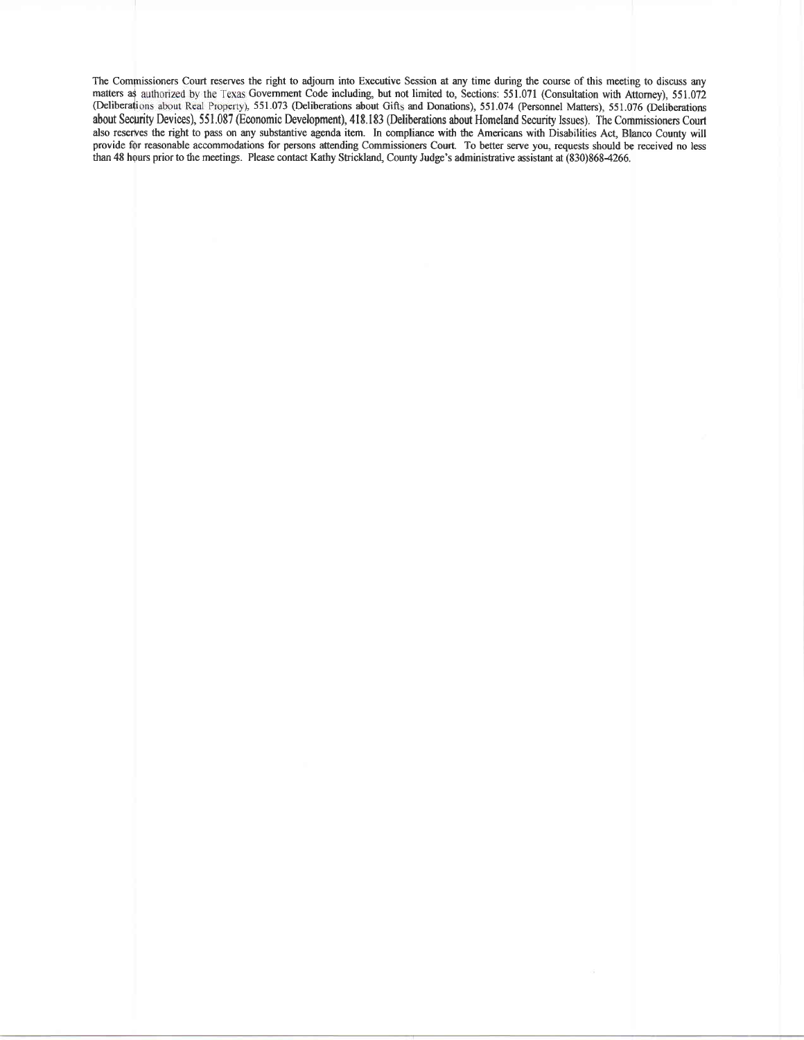The Commissioners Court reserves the right to adjourn into Executive Session at any time during the course of this meeting to discuss any matters as authorized by the Texas Government Code including, but not limited to, Sections: 551.071 (Consultation with Attorney), 551.072 (Deliberations about Real Property), 551.073 (Deliberations about Gifts and Donations), 551.074 (Personnel Matters), 551.076 (Deliberations about Security Devices), 551.087 (Economic Development), 418.183 (Deliberations about Homeland Security Issues). The Commissioners Court also reserves the right to pass on any substantive agenda item. In compliance with the Americans with Disabilities Act, Blanco County will provide for reasonable accommodations for persons attending Commissioners Court. To better serve you, requests should be received no less than 48 hours prior to the meetings. Please contact Kathy Strickland, County Judge's administrative assistant at (830)868-4266.